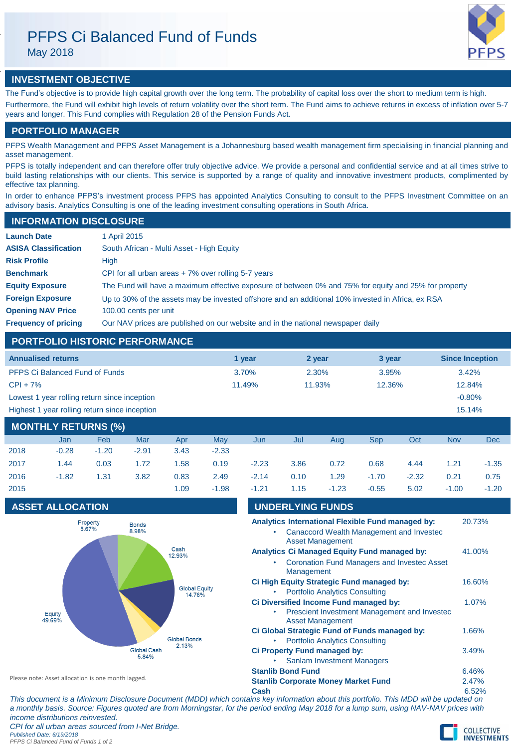# PFPS Ci Balanced Fund of Funds

May 2018

## INVESTMENT OBJECTIVE

The Fund's objective is to provide high capital growth over the long term. The probability of capital loss over the short to medium term is high. Furthermore, the Fund will exhibit high levels of return volatility over the short term. The Fund aims to achieve returns in excess of inflation over 5-7 years and longer. This Fund complies with Regulation 28 of the Pension Funds Act.

## PORTFOLIO MANAGER

PFPS Wealth Management and PFPS Asset Management is a Johannesburg based wealth management firm specialising in financial planning and asset management.

PFPS is totally independent and can therefore offer truly objective advice. We provide a personal and confidential service and at all times strive to build lasting relationships with our clients. This service is supported by a range of quality and innovative investment products, complimented by effective tax planning.

In order to enhance PFPS's investment process PFPS has appointed Analytics Consulting to consult to the PFPS Investment Committee on an advisory basis. Analytics Consulting is one of the leading investment consulting operations in South Africa.

## INFORMATION DISCLOSURE

| | |
|---|---|
| **Launch Date** | 1 April 2015 |
| **ASISA Classification** | South African - Multi Asset - High Equity |
| **Risk Profile** | High |
| **Benchmark** | CPI for all urban areas + 7% over rolling 5-7 years |
| **Equity Exposure** | The Fund will have a maximum effective exposure of between 0% and 75% for equity and 25% for property |
| **Foreign Exposure** | Up to 30% of the assets may be invested offshore and an additional 10% invested in Africa, ex RSA |
| **Opening NAV Price** | 100.00 cents per unit |
| **Frequency of pricing** | Our NAV prices are published on our website and in the national newspaper daily |

## PORTFOLIO HISTORIC PERFORMANCE

| Annualised returns | 1 year | 2 year | 3 year | Since Inception |
|---|---|---|---|---|
| PFPS Ci Balanced Fund of Funds | 3.70% | 2.30% | 3.95% | 3.42% |
| CPI + 7% | 11.49% | 11.93% | 12.36% | 12.84% |
| Lowest 1 year rolling return since inception | | | | -0.80% |
| Highest 1 year rolling return since inception | | | | 15.14% |

## MONTHLY RETURNS (%)

| | Jan | Feb | Mar | Apr | May | Jun | Jul | Aug | Sep | Oct | Nov | Dec |
|---|---|---|---|---|---|---|---|---|---|---|---|---|
| 2018 | -0.28 | -1.20 | -2.91 | 3.43 | -2.33 | | | | | | | |
| 2017 | 1.44 | 0.03 | 1.72 | 1.58 | 0.19 | -2.23 | 3.86 | 0.72 | 0.68 | 4.44 | 1.21 | -1.35 |
| 2016 | -1.82 | 1.31 | 3.82 | 0.83 | 2.49 | -2.14 | 0.10 | 1.29 | -1.70 | -2.32 | 0.21 | 0.75 |
| 2015 | | | | 1.09 | -1.98 | -1.21 | 1.15 | -1.23 | -0.55 | 5.02 | -1.00 | -1.20 |

## ASSET ALLOCATION

| Asset | % |
|---|---|
| Property | 5.67% |
| Bonds | 8.98% |
| Cash | 12.93% |
| Global Equity | 14.76% |
| Global Bonds | 2.13% |
| Global Cash | 5.84% |
| Equity | 49.69% |

Please note: Asset allocation is one month lagged.

## UNDERLYING FUNDS

| Fund | % |
|---|---|
| **Analytics International Flexible Fund managed by:** | 20.73% |
| • Canaccord Wealth Management and Investec Asset Management | |
| **Analytics Ci Managed Equity Fund managed by:** | 41.00% |
| • Coronation Fund Managers and Investec Asset Management | |
| **Ci High Equity Strategic Fund managed by:** | 16.60% |
| • Portfolio Analytics Consulting | |
| **Ci Diversified Income Fund managed by:** | 1.07% |
| • Prescient Investment Management and Investec Asset Management | |
| **Ci Global Strategic Fund of Funds managed by:** | 1.66% |
| • Portfolio Analytics Consulting | |
| **Ci Property Fund managed by:** | 3.49% |
| • Sanlam Investment Managers | |
| **Stanlib Bond Fund** | 6.46% |
| **Stanlib Corporate Money Market Fund** | 2.47% |
| **Cash** | 6.52% |

*This document is a Minimum Disclosure Document (MDD) which contains key information about this portfolio. This MDD will be updated on a monthly basis. Source: Figures quoted are from Morningstar, for the period ending May 2018 for a lump sum, using NAV-NAV prices with income distributions reinvested.*

*CPI for all urban areas sourced from I-Net Bridge.*

*Published Date: 6/19/2018*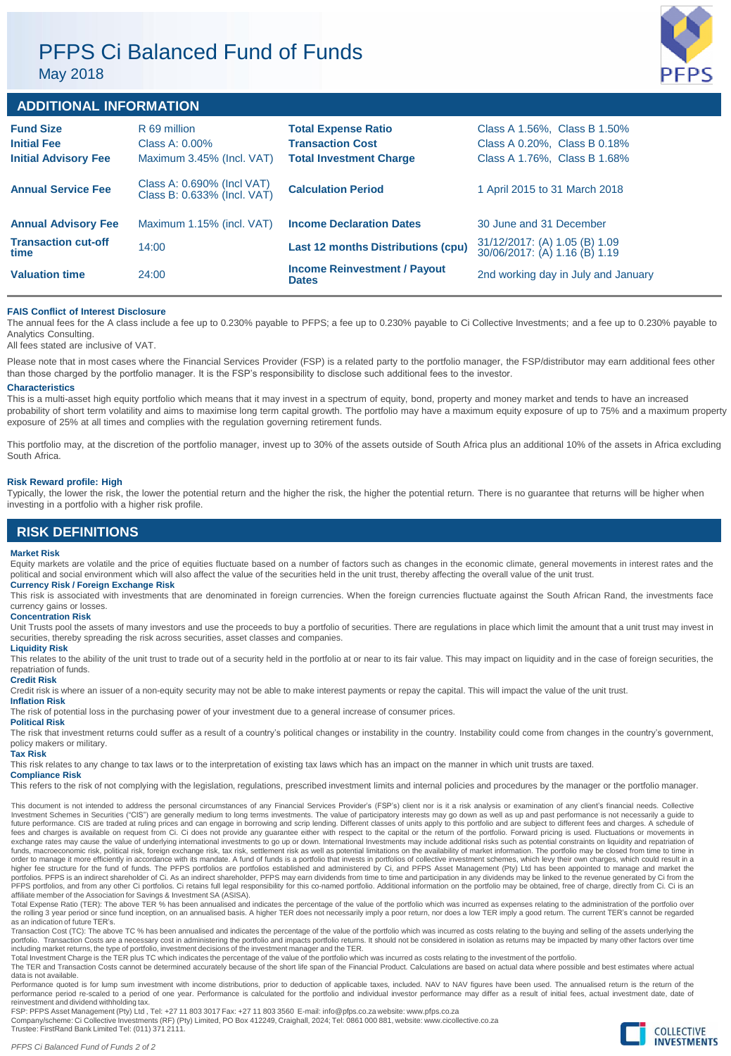# PFPS Ci Balanced Fund of Funds

May 2018

## ADDITIONAL INFORMATION

| | | | |
|---|---|---|---|
| **Fund Size** | R 69 million | **Total Expense Ratio** | Class A 1.56%, Class B 1.50% |
| **Initial Fee** | Class A: 0.00% | **Transaction Cost** | Class A 0.20%, Class B 0.18% |
| **Initial Advisory Fee** | Maximum 3.45% (Incl. VAT) | **Total Investment Charge** | Class A 1.76%, Class B 1.68% |
| **Annual Service Fee** | Class A: 0.690% (Incl VAT) Class B: 0.633% (Incl. VAT) | **Calculation Period** | 1 April 2015 to 31 March 2018 |
| **Annual Advisory Fee** | Maximum 1.15% (incl. VAT) | **Income Declaration Dates** | 30 June and 31 December |
| **Transaction cut-off time** | 14:00 | **Last 12 months Distributions (cpu)** | 31/12/2017: (A) 1.05 (B) 1.09 30/06/2017: (A) 1.16 (B) 1.19 |
| **Valuation time** | 24:00 | **Income Reinvestment / Payout Dates** | 2nd working day in July and January |

**FAIS Conflict of Interest Disclosure**

The annual fees for the A class include a fee up to 0.230% payable to PFPS; a fee up to 0.230% payable to Ci Collective Investments; and a fee up to 0.230% payable to Analytics Consulting.

All fees stated are inclusive of VAT.

Please note that in most cases where the Financial Services Provider (FSP) is a related party to the portfolio manager, the FSP/distributor may earn additional fees other than those charged by the portfolio manager. It is the FSP's responsibility to disclose such additional fees to the investor.

**Characteristics**

This is a multi-asset high equity portfolio which means that it may invest in a spectrum of equity, bond, property and money market and tends to have an increased probability of short term volatility and aims to maximise long term capital growth. The portfolio may have a maximum equity exposure of up to 75% and a maximum property exposure of 25% at all times and complies with the regulation governing retirement funds.

This portfolio may, at the discretion of the portfolio manager, invest up to 30% of the assets outside of South Africa plus an additional 10% of the assets in Africa excluding South Africa.

**Risk Reward profile: High**

Typically, the lower the risk, the lower the potential return and the higher the risk, the higher the potential return. There is no guarantee that returns will be higher when investing in a portfolio with a higher risk profile.

## RISK DEFINITIONS

**Market Risk**

Equity markets are volatile and the price of equities fluctuate based on a number of factors such as changes in the economic climate, general movements in interest rates and the political and social environment which will also affect the value of the securities held in the unit trust, thereby affecting the overall value of the unit trust.

**Currency Risk / Foreign Exchange Risk**

This risk is associated with investments that are denominated in foreign currencies. When the foreign currencies fluctuate against the South African Rand, the investments face currency gains or losses.

**Concentration Risk**

Unit Trusts pool the assets of many investors and use the proceeds to buy a portfolio of securities. There are regulations in place which limit the amount that a unit trust may invest in securities, thereby spreading the risk across securities, asset classes and companies.

**Liquidity Risk**

This relates to the ability of the unit trust to trade out of a security held in the portfolio at or near to its fair value. This may impact on liquidity and in the case of foreign securities, the repatriation of funds.

**Credit Risk**

Credit risk is where an issuer of a non-equity security may not be able to make interest payments or repay the capital. This will impact the value of the unit trust.

**Inflation Risk**

The risk of potential loss in the purchasing power of your investment due to a general increase of consumer prices.

**Political Risk**

The risk that investment returns could suffer as a result of a country's political changes or instability in the country. Instability could come from changes in the country's government, policy makers or military.

**Tax Risk**

This risk relates to any change to tax laws or to the interpretation of existing tax laws which has an impact on the manner in which unit trusts are taxed.

**Compliance Risk**

This refers to the risk of not complying with the legislation, regulations, prescribed investment limits and internal policies and procedures by the manager or the portfolio manager.

This document is not intended to address the personal circumstances of any Financial Services Provider's (FSP's) client nor is it a risk analysis or examination of any client's financial needs. Collective Investment Schemes in Securities ("CIS") are generally medium to long terms investments. The value of participatory interests may go down as well as up and past performance is not necessarily a guide to future performance. CIS are traded at ruling prices and can engage in borrowing and scrip lending. Different classes of units apply to this portfolio and are subject to different fees and charges. A schedule of fees and charges is available on request from Ci. Ci does not provide any guarantee either with respect to the capital or the return of the portfolio. Forward pricing is used. Fluctuations or movements in exchange rates may cause the value of underlying international investments to go up or down. International Investments may include additional risks such as potential constraints on liquidity and repatriation of funds, macroeconomic risk, political risk, foreign exchange risk, tax risk, settlement risk as well as potential limitations on the availability of market information. The portfolio may be closed from time to time in order to manage it more efficiently in accordance with its mandate. A fund of funds is a portfolio that invests in portfolios of collective investment schemes, which levy their own charges, which could result in a higher fee structure for the fund of funds. The PFPS portfolios are portfolios established and administered by Ci, and PFPS Asset Management (Pty) Ltd has been appointed to manage and market the portfolios. PFPS is an indirect shareholder of Ci. As an indirect shareholder, PFPS may earn dividends from time to time and participation in any dividends may be linked to the revenue generated by Ci from the PFPS portfolios, and from any other Ci portfolios. Ci retains full legal responsibility for this co-named portfolio. Additional information on the portfolio may be obtained, free of charge, directly from Ci. Ci is an affiliate member of the Association for Savings & Investment SA (ASISA).

Total Expense Ratio (TER): The above TER % has been annualised and indicates the percentage of the value of the portfolio which was incurred as expenses relating to the administration of the portfolio over the rolling 3 year period or since fund inception, on an annualised basis. A higher TER does not necessarily imply a poor return, nor does a low TER imply a good return. The current TER's cannot be regarded as an indication of future TER's.

Transaction Cost (TC): The above TC % has been annualised and indicates the percentage of the value of the portfolio which was incurred as costs relating to the buying and selling of the assets underlying the portfolio. Transaction Costs are a necessary cost in administering the portfolio and impacts portfolio returns. It should not be considered in isolation as returns may be impacted by many other factors over time including market returns, the type of portfolio, investment decisions of the investment manager and the TER.

Total Investment Charge is the TER plus TC which indicates the percentage of the value of the portfolio which was incurred as costs relating to the investment of the portfolio.

The TER and Transaction Costs cannot be determined accurately because of the short life span of the Financial Product. Calculations are based on actual data where possible and best estimates where actual data is not available.

Performance quoted is for lump sum investment with income distributions, prior to deduction of applicable taxes, included. NAV to NAV figures have been used. The annualised return is the return of the performance period re-scaled to a period of one year. Performance is calculated for the portfolio and individual investor performance may differ as a result of initial fees, actual investment date, date of reinvestment and dividend withholding tax.

FSP: PFPS Asset Management (Pty) Ltd , Tel: +27 11 803 3017 Fax: +27 11 803 3560 E-mail: info@pfps.co.za website: www.pfps.co.za

Company/scheme: Ci Collective Investments (RF) (Pty) Limited, PO Box 412249, Craighall, 2024; Tel: 0861 000 881, website: www.cicollective.co.za

Trustee: FirstRand Bank Limited Tel: (011) 371 2111.